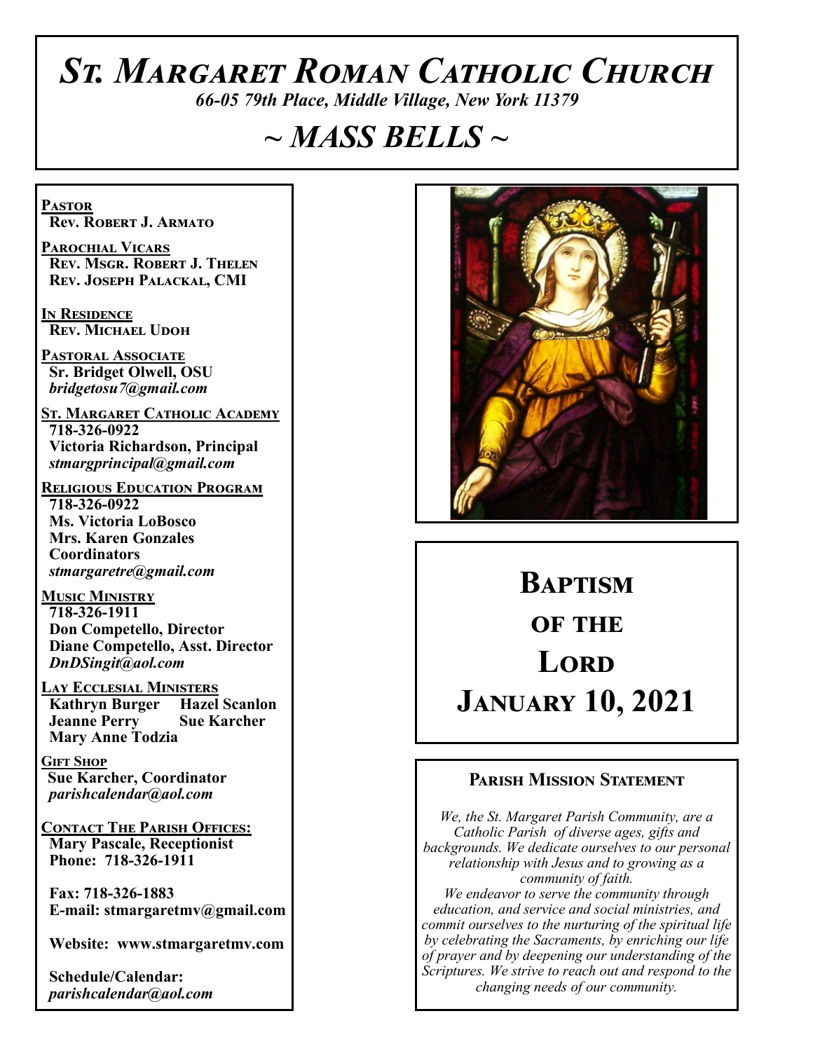# *St. Margaret Roman Catholic Church*

*66-05 79th Place, Middle Village, New York 11379*

# *~ MASS BELLS ~*

**Pastor**
**Rev. Robert J. Armato**

**Parochial Vicars**
**Rev. Msgr. Robert J. Thelen**
**Rev. Joseph Palackal, CMI**

**In Residence**
**Rev. Michael Udoh**

**Pastoral Associate**
**Sr. Bridget Olwell, OSU**
*bridgetosu7@gmail.com*

**St. Margaret Catholic Academy**
**718-326-0922**
**Victoria Richardson, Principal**
*stmargprincipal@gmail.com*

**Religious Education Program**
**718-326-0922**
**Ms. Victoria LoBosco**
**Mrs. Karen Gonzales**
**Coordinators**
*stmargaretre@gmail.com*

**Music Ministry**
**718-326-1911**
**Don Competello, Director**
**Diane Competello, Asst. Director**
*DnDSingit@aol.com*

**Lay Ecclesial Ministers**
**Kathryn Burger**
**Hazel Scanlon**
**Jeanne Perry**
**Sue Karcher**
**Mary Anne Todzia**

**Gift Shop**
**Sue Karcher, Coordinator**
*parishcalendar@aol.com*

**Contact The Parish Offices:**
**Mary Pascale, Receptionist**
**Phone: 718-326-1911**

**Fax: 718-326-1883**
**E-mail: stmargaretmv@gmail.com**

**Website: www.stmargaretmv.com**

**Schedule/Calendar:**
*parishcalendar@aol.com*

## Baptism of the Lord
## January 10, 2021

### Parish Mission Statement

*We, the St. Margaret Parish Community, are a Catholic Parish of diverse ages, gifts and backgrounds. We dedicate ourselves to our personal relationship with Jesus and to growing as a community of faith.*
*We endeavor to serve the community through education, and service and social ministries, and commit ourselves to the nurturing of the spiritual life by celebrating the Sacraments, by enriching our life of prayer and by deepening our understanding of the Scriptures. We strive to reach out and respond to the changing needs of our community.*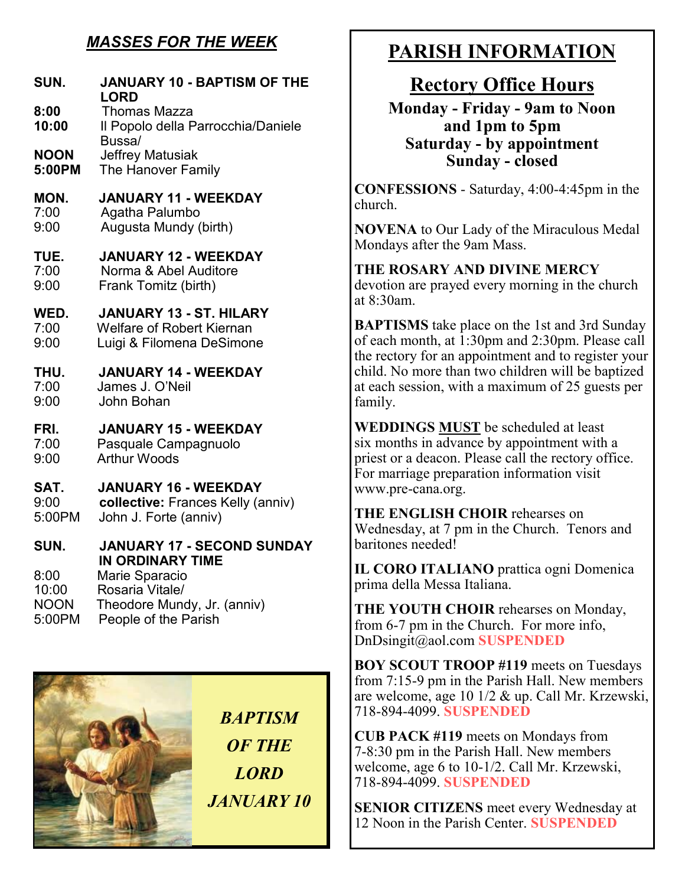## *MASSES FOR THE WEEK*

**SUN. JANUARY 10 - BAPTISM OF THE LORD**
**8:00** Thomas Mazza
**10:00** Il Popolo della Parrocchia/Daniele Bussa/
**NOON** Jeffrey Matusiak
**5:00PM** The Hanover Family

**MON. JANUARY 11 - WEEKDAY**
7:00 Agatha Palumbo
9:00 Augusta Mundy (birth)

**TUE. JANUARY 12 - WEEKDAY**
7:00 Norma & Abel Auditore
9:00 Frank Tomitz (birth)

**WED. JANUARY 13 - ST. HILARY**
7:00 Welfare of Robert Kiernan
9:00 Luigi & Filomena DeSimone

**THU. JANUARY 14 - WEEKDAY**
7:00 James J. O'Neil
9:00 John Bohan

**FRI. JANUARY 15 - WEEKDAY**
7:00 Pasquale Campagnuolo
9:00 Arthur Woods

**SAT. JANUARY 16 - WEEKDAY**
9:00 **collective:** Frances Kelly (anniv)
5:00PM John J. Forte (anniv)

**SUN. JANUARY 17 - SECOND SUNDAY IN ORDINARY TIME**
8:00 Marie Sparacio
10:00 Rosaria Vitale/
NOON Theodore Mundy, Jr. (anniv)
5:00PM People of the Parish

***BAPTISM OF THE LORD JANUARY 10***

# PARISH INFORMATION

## Rectory Office Hours

**Monday - Friday - 9am to Noon and 1pm to 5pm**
**Saturday - by appointment**
**Sunday - closed**

**CONFESSIONS** - Saturday, 4:00-4:45pm in the church.

**NOVENA** to Our Lady of the Miraculous Medal Mondays after the 9am Mass.

**THE ROSARY AND DIVINE MERCY** devotion are prayed every morning in the church at 8:30am.

**BAPTISMS** take place on the 1st and 3rd Sunday of each month, at 1:30pm and 2:30pm. Please call the rectory for an appointment and to register your child. No more than two children will be baptized at each session, with a maximum of 25 guests per family.

**WEDDINGS MUST** be scheduled at least six months in advance by appointment with a priest or a deacon. Please call the rectory office. For marriage preparation information visit www.pre-cana.org.

**THE ENGLISH CHOIR** rehearses on Wednesday, at 7 pm in the Church. Tenors and baritones needed!

**IL CORO ITALIANO** prattica ogni Domenica prima della Messa Italiana.

**THE YOUTH CHOIR** rehearses on Monday, from 6-7 pm in the Church. For more info, DnDsingit@aol.com **SUSPENDED**

**BOY SCOUT TROOP #119** meets on Tuesdays from 7:15-9 pm in the Parish Hall. New members are welcome, age 10 1/2 & up. Call Mr. Krzewski, 718-894-4099. **SUSPENDED**

**CUB PACK #119** meets on Mondays from 7-8:30 pm in the Parish Hall. New members welcome, age 6 to 10-1/2. Call Mr. Krzewski, 718-894-4099. **SUSPENDED**

**SENIOR CITIZENS** meet every Wednesday at 12 Noon in the Parish Center. **SUSPENDED**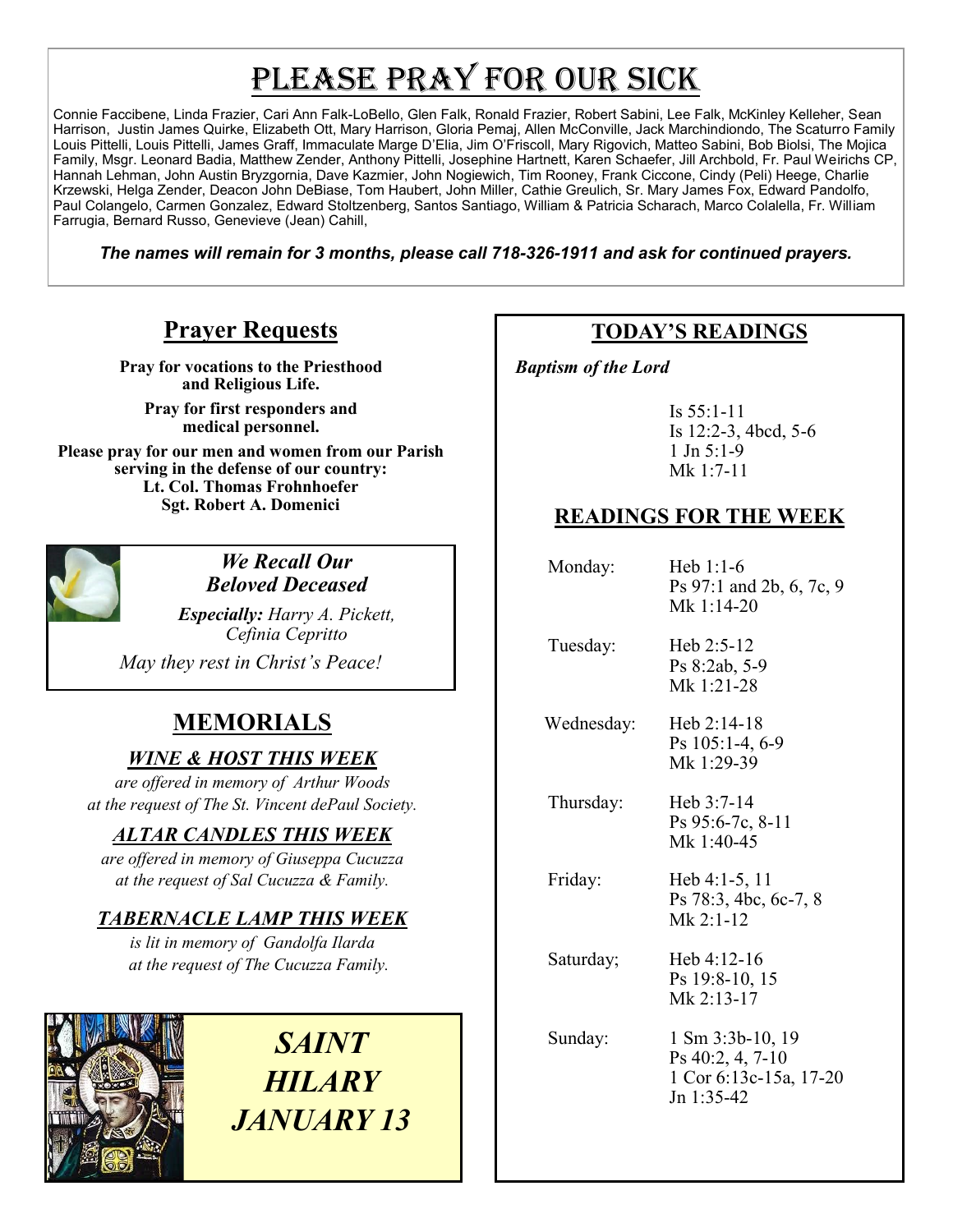# Please Pray for our Sick

Connie Faccibene, Linda Frazier, Cari Ann Falk-LoBello, Glen Falk, Ronald Frazier, Robert Sabini, Lee Falk, McKinley Kelleher, Sean Harrison, Justin James Quirke, Elizabeth Ott, Mary Harrison, Gloria Pemaj, Allen McConville, Jack Marchindiondo, The Scaturro Family Louis Pittelli, Louis Pittelli, James Graff, Immaculate Marge D'Elia, Jim O'Friscoll, Mary Rigovich, Matteo Sabini, Bob Biolsi, The Mojica Family, Msgr. Leonard Badia, Matthew Zender, Anthony Pittelli, Josephine Hartnett, Karen Schaefer, Jill Archbold, Fr. Paul Weirichs CP, Hannah Lehman, John Austin Bryzgornia, Dave Kazmier, John Nogiewich, Tim Rooney, Frank Ciccone, Cindy (Peli) Heege, Charlie Krzewski, Helga Zender, Deacon John DeBiase, Tom Haubert, John Miller, Cathie Greulich, Sr. Mary James Fox, Edward Pandolfo, Paul Colangelo, Carmen Gonzalez, Edward Stoltzenberg, Santos Santiago, William & Patricia Scharach, Marco Colalella, Fr. William Farrugia, Bernard Russo, Genevieve (Jean) Cahill,

***The names will remain for 3 months, please call 718-326-1911 and ask for continued prayers.***

## Prayer Requests

**Pray for vocations to the Priesthood and Religious Life.**

**Pray for first responders and medical personnel.**

**Please pray for our men and women from our Parish serving in the defense of our country:**
**Lt. Col. Thomas Frohnhoefer**
**Sgt. Robert A. Domenici**

### *We Recall Our Beloved Deceased*

***Especially:*** *Harry A. Pickett, Cefinia Cepritto*

*May they rest in Christ's Peace!*

## MEMORIALS

### *WINE & HOST THIS WEEK*

*are offered in memory of Arthur Woods at the request of The St. Vincent dePaul Society.*

### *ALTAR CANDLES THIS WEEK*

*are offered in memory of Giuseppa Cucuzza at the request of Sal Cucuzza & Family.*

### *TABERNACLE LAMP THIS WEEK*

*is lit in memory of Gandolfa Ilarda at the request of The Cucuzza Family.*

***SAINT HILARY JANUARY 13***

## TODAY'S READINGS

*Baptism of the Lord*

Is 55:1-11
Is 12:2-3, 4bcd, 5-6
1 Jn 5:1-9
Mk 1:7-11

## READINGS FOR THE WEEK

| | |
|---|---|
| Monday: | Heb 1:1-6<br>Ps 97:1 and 2b, 6, 7c, 9<br>Mk 1:14-20 |
| Tuesday: | Heb 2:5-12<br>Ps 8:2ab, 5-9<br>Mk 1:21-28 |
| Wednesday: | Heb 2:14-18<br>Ps 105:1-4, 6-9<br>Mk 1:29-39 |
| Thursday: | Heb 3:7-14<br>Ps 95:6-7c, 8-11<br>Mk 1:40-45 |
| Friday: | Heb 4:1-5, 11<br>Ps 78:3, 4bc, 6c-7, 8<br>Mk 2:1-12 |
| Saturday; | Heb 4:12-16<br>Ps 19:8-10, 15<br>Mk 2:13-17 |
| Sunday: | 1 Sm 3:3b-10, 19<br>Ps 40:2, 4, 7-10<br>1 Cor 6:13c-15a, 17-20<br>Jn 1:35-42 |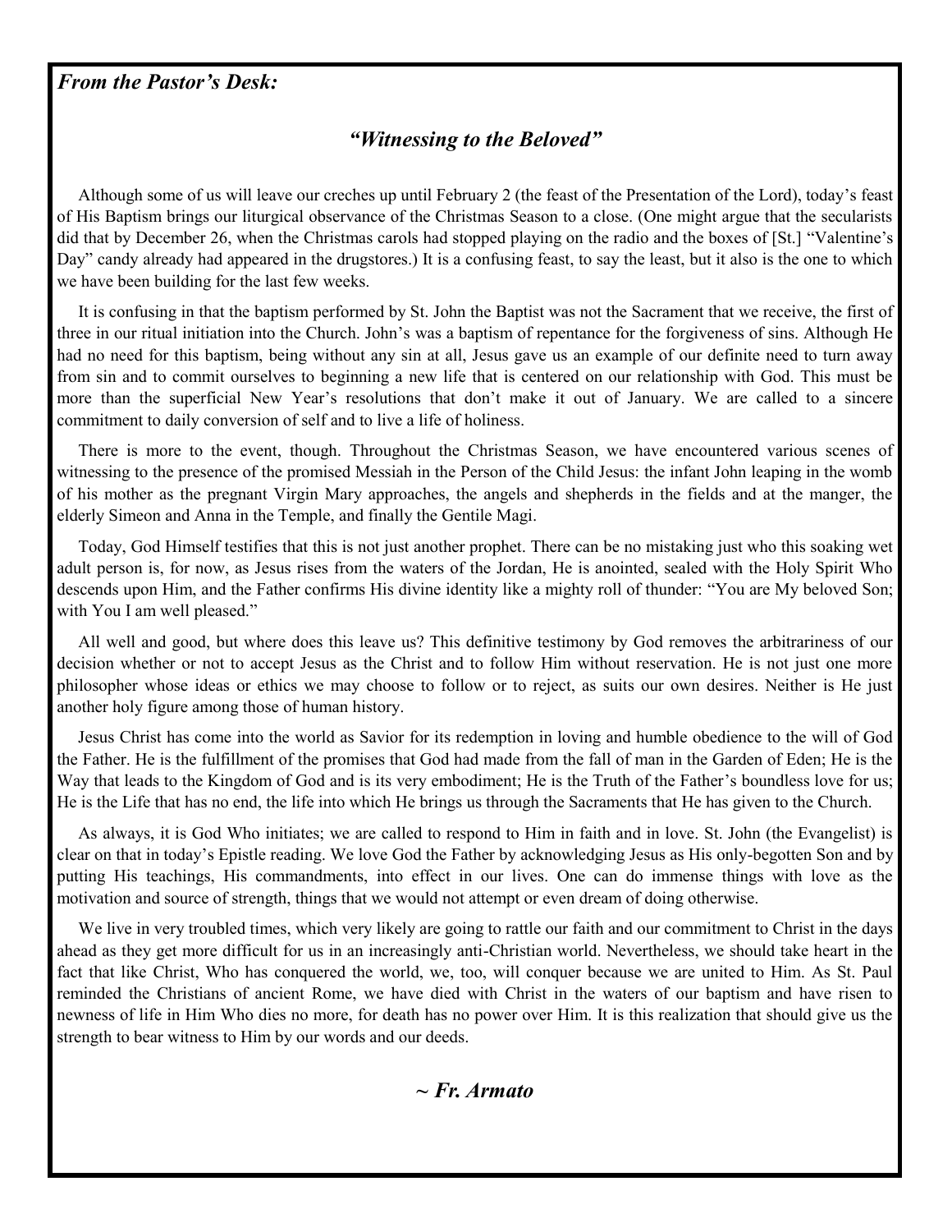***From the Pastor's Desk:***

## *"Witnessing to the Beloved"*

Although some of us will leave our creches up until February 2 (the feast of the Presentation of the Lord), today's feast of His Baptism brings our liturgical observance of the Christmas Season to a close. (One might argue that the secularists did that by December 26, when the Christmas carols had stopped playing on the radio and the boxes of [St.] "Valentine's Day" candy already had appeared in the drugstores.) It is a confusing feast, to say the least, but it also is the one to which we have been building for the last few weeks.

It is confusing in that the baptism performed by St. John the Baptist was not the Sacrament that we receive, the first of three in our ritual initiation into the Church. John's was a baptism of repentance for the forgiveness of sins. Although He had no need for this baptism, being without any sin at all, Jesus gave us an example of our definite need to turn away from sin and to commit ourselves to beginning a new life that is centered on our relationship with God. This must be more than the superficial New Year's resolutions that don't make it out of January. We are called to a sincere commitment to daily conversion of self and to live a life of holiness.

There is more to the event, though. Throughout the Christmas Season, we have encountered various scenes of witnessing to the presence of the promised Messiah in the Person of the Child Jesus: the infant John leaping in the womb of his mother as the pregnant Virgin Mary approaches, the angels and shepherds in the fields and at the manger, the elderly Simeon and Anna in the Temple, and finally the Gentile Magi.

Today, God Himself testifies that this is not just another prophet. There can be no mistaking just who this soaking wet adult person is, for now, as Jesus rises from the waters of the Jordan, He is anointed, sealed with the Holy Spirit Who descends upon Him, and the Father confirms His divine identity like a mighty roll of thunder: "You are My beloved Son; with You I am well pleased."

All well and good, but where does this leave us? This definitive testimony by God removes the arbitrariness of our decision whether or not to accept Jesus as the Christ and to follow Him without reservation. He is not just one more philosopher whose ideas or ethics we may choose to follow or to reject, as suits our own desires. Neither is He just another holy figure among those of human history.

Jesus Christ has come into the world as Savior for its redemption in loving and humble obedience to the will of God the Father. He is the fulfillment of the promises that God had made from the fall of man in the Garden of Eden; He is the Way that leads to the Kingdom of God and is its very embodiment; He is the Truth of the Father's boundless love for us; He is the Life that has no end, the life into which He brings us through the Sacraments that He has given to the Church.

As always, it is God Who initiates; we are called to respond to Him in faith and in love. St. John (the Evangelist) is clear on that in today's Epistle reading. We love God the Father by acknowledging Jesus as His only-begotten Son and by putting His teachings, His commandments, into effect in our lives. One can do immense things with love as the motivation and source of strength, things that we would not attempt or even dream of doing otherwise.

We live in very troubled times, which very likely are going to rattle our faith and our commitment to Christ in the days ahead as they get more difficult for us in an increasingly anti-Christian world. Nevertheless, we should take heart in the fact that like Christ, Who has conquered the world, we, too, will conquer because we are united to Him. As St. Paul reminded the Christians of ancient Rome, we have died with Christ in the waters of our baptism and have risen to newness of life in Him Who dies no more, for death has no power over Him. It is this realization that should give us the strength to bear witness to Him by our words and our deeds.

***~ Fr. Armato***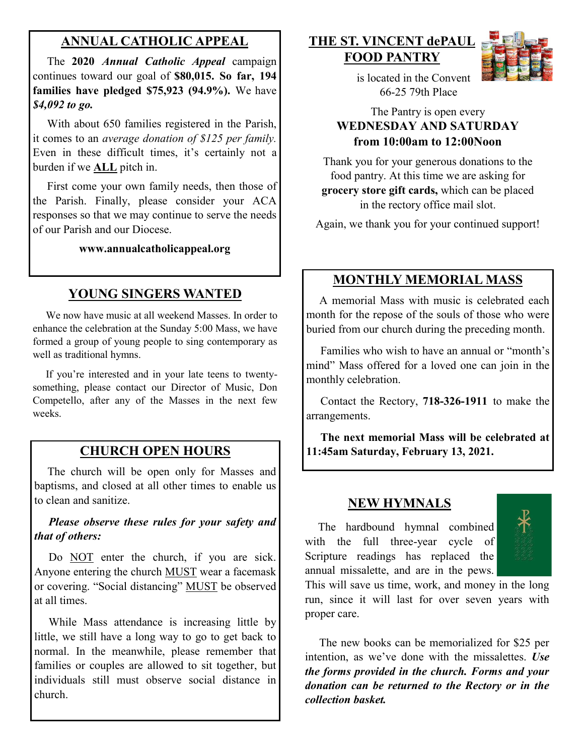## ANNUAL CATHOLIC APPEAL

The **2020** ***Annual Catholic Appeal*** campaign continues toward our goal of **$80,015. So far, 194 families have pledged $75,923 (94.9%).** We have ***$4,092 to go.***

With about 650 families registered in the Parish, it comes to an *average donation of $125 per family.* Even in these difficult times, it's certainly not a burden if we **ALL** pitch in.

First come your own family needs, then those of the Parish. Finally, please consider your ACA responses so that we may continue to serve the needs of our Parish and our Diocese.

**www.annualcatholicappeal.org**

## YOUNG SINGERS WANTED

We now have music at all weekend Masses. In order to enhance the celebration at the Sunday 5:00 Mass, we have formed a group of young people to sing contemporary as well as traditional hymns.

If you're interested and in your late teens to twenty-something, please contact our Director of Music, Don Competello, after any of the Masses in the next few weeks.

## CHURCH OPEN HOURS

The church will be open only for Masses and baptisms, and closed at all other times to enable us to clean and sanitize.

***Please observe these rules for your safety and that of others:***

Do NOT enter the church, if you are sick. Anyone entering the church MUST wear a facemask or covering. "Social distancing" MUST be observed at all times.

While Mass attendance is increasing little by little, we still have a long way to go to get back to normal. In the meanwhile, please remember that families or couples are allowed to sit together, but individuals still must observe social distance in church.

## THE ST. VINCENT dePAUL FOOD PANTRY

is located in the Convent
66-25 79th Place

The Pantry is open every
**WEDNESDAY AND SATURDAY**
**from 10:00am to 12:00Noon**

Thank you for your generous donations to the food pantry. At this time we are asking for **grocery store gift cards,** which can be placed in the rectory office mail slot.

Again, we thank you for your continued support!

## MONTHLY MEMORIAL MASS

A memorial Mass with music is celebrated each month for the repose of the souls of those who were buried from our church during the preceding month.

Families who wish to have an annual or "month's mind" Mass offered for a loved one can join in the monthly celebration.

Contact the Rectory, **718-326-1911** to make the arrangements.

**The next memorial Mass will be celebrated at 11:45am Saturday, February 13, 2021.**

## NEW HYMNALS

The hardbound hymnal combined with the full three-year cycle of Scripture readings has replaced the annual missalette, and are in the pews. This will save us time, work, and money in the long run, since it will last for over seven years with proper care.

The new books can be memorialized for $25 per intention, as we've done with the missalettes. ***Use the forms provided in the church. Forms and your donation can be returned to the Rectory or in the collection basket.***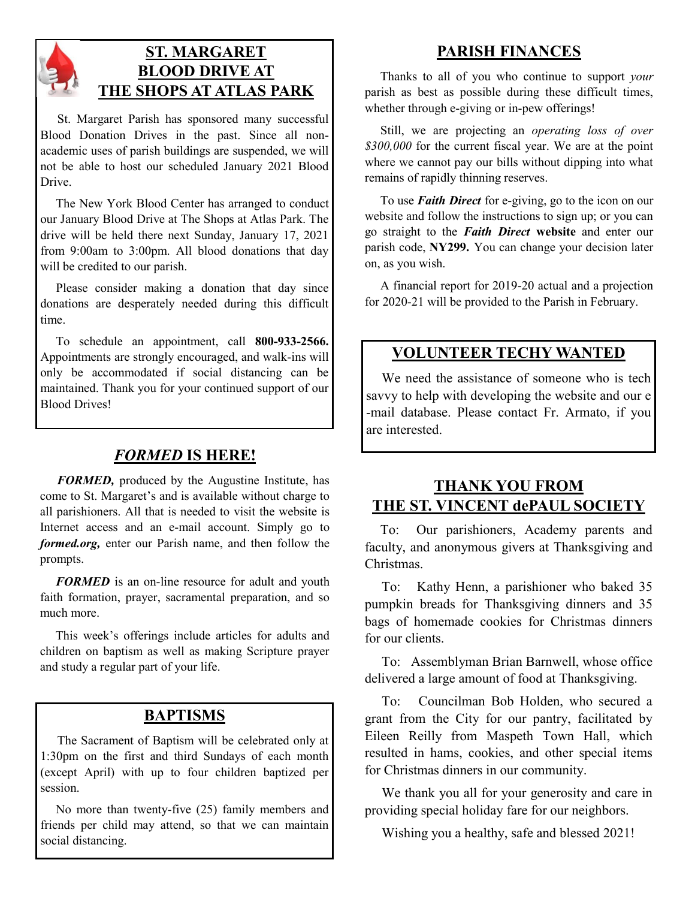## ST. MARGARET BLOOD DRIVE AT THE SHOPS AT ATLAS PARK

St. Margaret Parish has sponsored many successful Blood Donation Drives in the past. Since all non-academic uses of parish buildings are suspended, we will not be able to host our scheduled January 2021 Blood Drive.

The New York Blood Center has arranged to conduct our January Blood Drive at The Shops at Atlas Park. The drive will be held there next Sunday, January 17, 2021 from 9:00am to 3:00pm. All blood donations that day will be credited to our parish.

Please consider making a donation that day since donations are desperately needed during this difficult time.

To schedule an appointment, call **800-933-2566.** Appointments are strongly encouraged, and walk-ins will only be accommodated if social distancing can be maintained. Thank you for your continued support of our Blood Drives!

## *FORMED* IS HERE!

***FORMED,*** produced by the Augustine Institute, has come to St. Margaret's and is available without charge to all parishioners. All that is needed to visit the website is Internet access and an e-mail account. Simply go to ***formed.org,*** enter our Parish name, and then follow the prompts.

***FORMED*** is an on-line resource for adult and youth faith formation, prayer, sacramental preparation, and so much more.

This week's offerings include articles for adults and children on baptism as well as making Scripture prayer and study a regular part of your life.

## BAPTISMS

The Sacrament of Baptism will be celebrated only at 1:30pm on the first and third Sundays of each month (except April) with up to four children baptized per session.

No more than twenty-five (25) family members and friends per child may attend, so that we can maintain social distancing.

## PARISH FINANCES

Thanks to all of you who continue to support *your* parish as best as possible during these difficult times, whether through e-giving or in-pew offerings!

Still, we are projecting an *operating loss of over $300,000* for the current fiscal year. We are at the point where we cannot pay our bills without dipping into what remains of rapidly thinning reserves.

To use ***Faith Direct*** for e-giving, go to the icon on our website and follow the instructions to sign up; or you can go straight to the ***Faith Direct* website** and enter our parish code, **NY299.** You can change your decision later on, as you wish.

A financial report for 2019-20 actual and a projection for 2020-21 will be provided to the Parish in February.

## VOLUNTEER TECHY WANTED

We need the assistance of someone who is tech savvy to help with developing the website and our e-mail database. Please contact Fr. Armato, if you are interested.

## THANK YOU FROM THE ST. VINCENT dePAUL SOCIETY

To: Our parishioners, Academy parents and faculty, and anonymous givers at Thanksgiving and Christmas.

To: Kathy Henn, a parishioner who baked 35 pumpkin breads for Thanksgiving dinners and 35 bags of homemade cookies for Christmas dinners for our clients.

To: Assemblyman Brian Barnwell, whose office delivered a large amount of food at Thanksgiving.

To: Councilman Bob Holden, who secured a grant from the City for our pantry, facilitated by Eileen Reilly from Maspeth Town Hall, which resulted in hams, cookies, and other special items for Christmas dinners in our community.

We thank you all for your generosity and care in providing special holiday fare for our neighbors.

Wishing you a healthy, safe and blessed 2021!